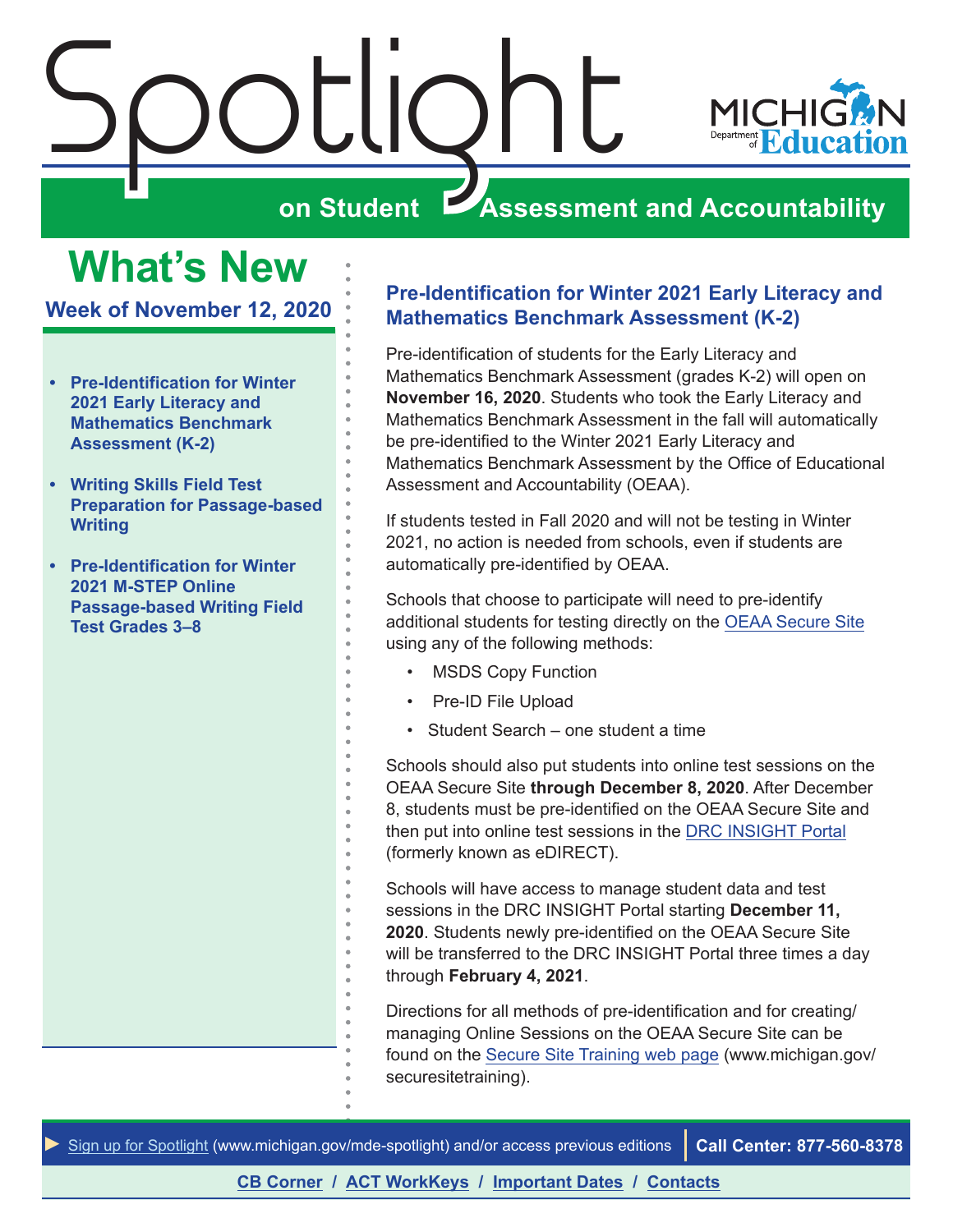# Spotlight on Student Assessment and Accountability

Michigan Department of Education

## What's New

### Week of November 12, 2020

- **Pre-Identification for Winter 2021 Early Literacy and Mathematics Benchmark Assessment (K-2)**
- **Writing Skills Field Test Preparation for Passage-based Writing**
- **Pre-Identification for Winter 2021 M-STEP Online Passage-based Writing Field Test Grades 3–8**

## Pre-Identification for Winter 2021 Early Literacy and Mathematics Benchmark Assessment (K-2)

Pre-identification of students for the Early Literacy and Mathematics Benchmark Assessment (grades K-2) will open on **November 16, 2020**. Students who took the Early Literacy and Mathematics Benchmark Assessment in the fall will automatically be pre-identified to the Winter 2021 Early Literacy and Mathematics Benchmark Assessment by the Office of Educational Assessment and Accountability (OEAA).

If students tested in Fall 2020 and will not be testing in Winter 2021, no action is needed from schools, even if students are automatically pre-identified by OEAA.

Schools that choose to participate will need to pre-identify additional students for testing directly on the OEAA Secure Site using any of the following methods:

- MSDS Copy Function
- Pre-ID File Upload
- Student Search – one student a time

Schools should also put students into online test sessions on the OEAA Secure Site **through December 8, 2020**. After December 8, students must be pre-identified on the OEAA Secure Site and then put into online test sessions in the DRC INSIGHT Portal (formerly known as eDIRECT).

Schools will have access to manage student data and test sessions in the DRC INSIGHT Portal starting **December 11, 2020**. Students newly pre-identified on the OEAA Secure Site will be transferred to the DRC INSIGHT Portal three times a day through **February 4, 2021**.

Directions for all methods of pre-identification and for creating/managing Online Sessions on the OEAA Secure Site can be found on the Secure Site Training web page (www.michigan.gov/securesitetraining).

► Sign up for Spotlight (www.michigan.gov/mde-spotlight) and/or access previous editions | **Call Center: 877-560-8378**

**CB Corner / ACT WorkKeys / Important Dates / Contacts**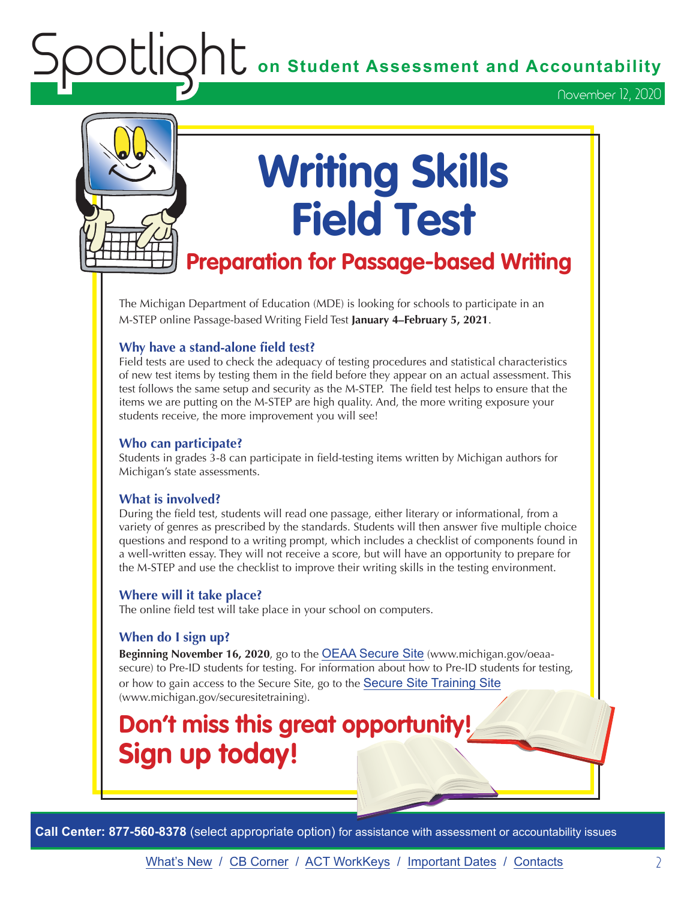# Writing Skills Field Test

## Preparation for Passage-based Writing

The Michigan Department of Education (MDE) is looking for schools to participate in an M-STEP online Passage-based Writing Field Test **January 4–February 5, 2021**.

### Why have a stand-alone field test?

Field tests are used to check the adequacy of testing procedures and statistical characteristics of new test items by testing them in the field before they appear on an actual assessment. This test follows the same setup and security as the M-STEP. The field test helps to ensure that the items we are putting on the M-STEP are high quality. And, the more writing exposure your students receive, the more improvement you will see!

### Who can participate?

Students in grades 3-8 can participate in field-testing items written by Michigan authors for Michigan's state assessments.

### What is involved?

During the field test, students will read one passage, either literary or informational, from a variety of genres as prescribed by the standards. Students will then answer five multiple choice questions and respond to a writing prompt, which includes a checklist of components found in a well-written essay. They will not receive a score, but will have an opportunity to prepare for the M-STEP and use the checklist to improve their writing skills in the testing environment.

### Where will it take place?

The online field test will take place in your school on computers.

### When do I sign up?

**Beginning November 16, 2020**, go to the OEAA Secure Site (www.michigan.gov/oeaa-secure) to Pre-ID students for testing. For information about how to Pre-ID students for testing, or how to gain access to the Secure Site, go to the Secure Site Training Site (www.michigan.gov/securesitetraining).

## Don't miss this great opportunity! Sign up today!

**Call Center: 877-560-8378** (select appropriate option) for assistance with assessment or accountability issues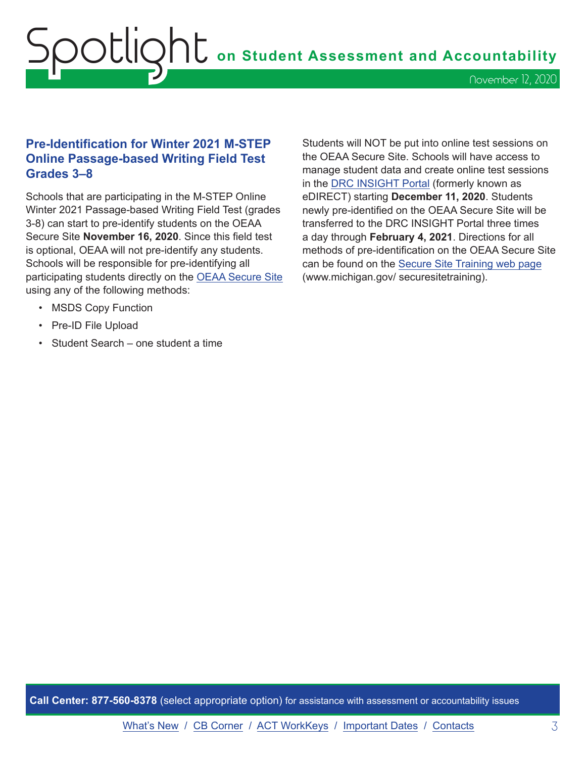## Pre-Identification for Winter 2021 M-STEP Online Passage-based Writing Field Test Grades 3–8

Schools that are participating in the M-STEP Online Winter 2021 Passage-based Writing Field Test (grades 3-8) can start to pre-identify students on the OEAA Secure Site **November 16, 2020**. Since this field test is optional, OEAA will not pre-identify any students. Schools will be responsible for pre-identifying all participating students directly on the OEAA Secure Site using any of the following methods:

- MSDS Copy Function
- Pre-ID File Upload
- Student Search – one student a time

Students will NOT be put into online test sessions on the OEAA Secure Site. Schools will have access to manage student data and create online test sessions in the DRC INSIGHT Portal (formerly known as eDIRECT) starting **December 11, 2020**. Students newly pre-identified on the OEAA Secure Site will be transferred to the DRC INSIGHT Portal three times a day through **February 4, 2021**. Directions for all methods of pre-identification on the OEAA Secure Site can be found on the Secure Site Training web page (www.michigan.gov/ securesitetraining).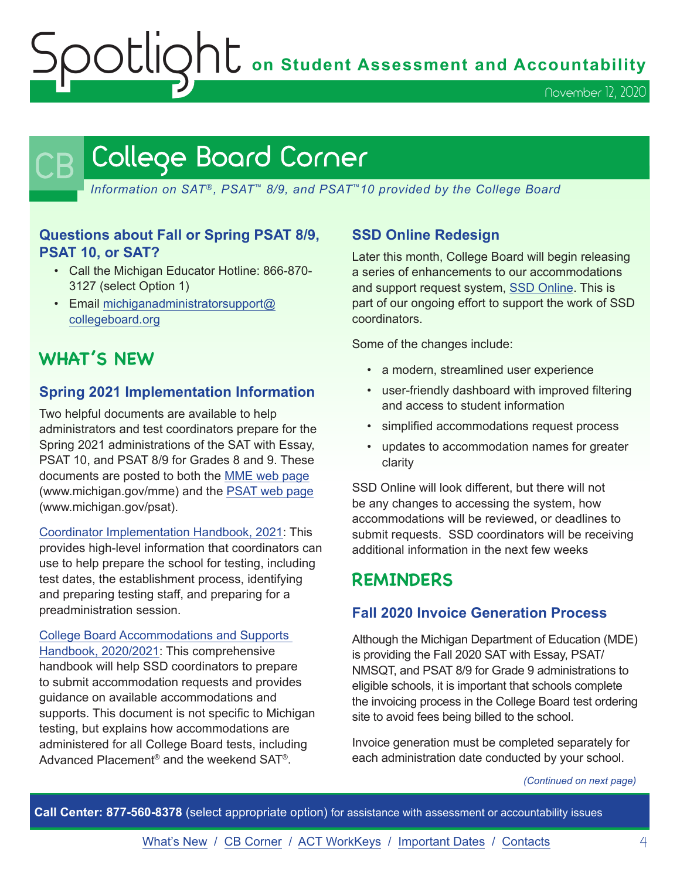# College Board Corner

*Information on SAT®, PSAT™ 8/9, and PSAT™10 provided by the College Board*

### Questions about Fall or Spring PSAT 8/9, PSAT 10, or SAT?

- Call the Michigan Educator Hotline: 866-870-3127 (select Option 1)
- Email michiganadministratorsupport@collegeboard.org

## WHAT'S NEW

### Spring 2021 Implementation Information

Two helpful documents are available to help administrators and test coordinators prepare for the Spring 2021 administrations of the SAT with Essay, PSAT 10, and PSAT 8/9 for Grades 8 and 9. These documents are posted to both the MME web page (www.michigan.gov/mme) and the PSAT web page (www.michigan.gov/psat).

Coordinator Implementation Handbook, 2021: This provides high-level information that coordinators can use to help prepare the school for testing, including test dates, the establishment process, identifying and preparing testing staff, and preparing for a preadministration session.

College Board Accommodations and Supports Handbook, 2020/2021: This comprehensive handbook will help SSD coordinators to prepare to submit accommodation requests and provides guidance on available accommodations and supports. This document is not specific to Michigan testing, but explains how accommodations are administered for all College Board tests, including Advanced Placement® and the weekend SAT®.

### SSD Online Redesign

Later this month, College Board will begin releasing a series of enhancements to our accommodations and support request system, SSD Online. This is part of our ongoing effort to support the work of SSD coordinators.

Some of the changes include:

- a modern, streamlined user experience
- user-friendly dashboard with improved filtering and access to student information
- simplified accommodations request process
- updates to accommodation names for greater clarity

SSD Online will look different, but there will not be any changes to accessing the system, how accommodations will be reviewed, or deadlines to submit requests. SSD coordinators will be receiving additional information in the next few weeks

## REMINDERS

### Fall 2020 Invoice Generation Process

Although the Michigan Department of Education (MDE) is providing the Fall 2020 SAT with Essay, PSAT/NMSQT, and PSAT 8/9 for Grade 9 administrations to eligible schools, it is important that schools complete the invoicing process in the College Board test ordering site to avoid fees being billed to the school.

Invoice generation must be completed separately for each administration date conducted by your school.

*(Continued on next page)*

**Call Center: 877-560-8378** (select appropriate option) for assistance with assessment or accountability issues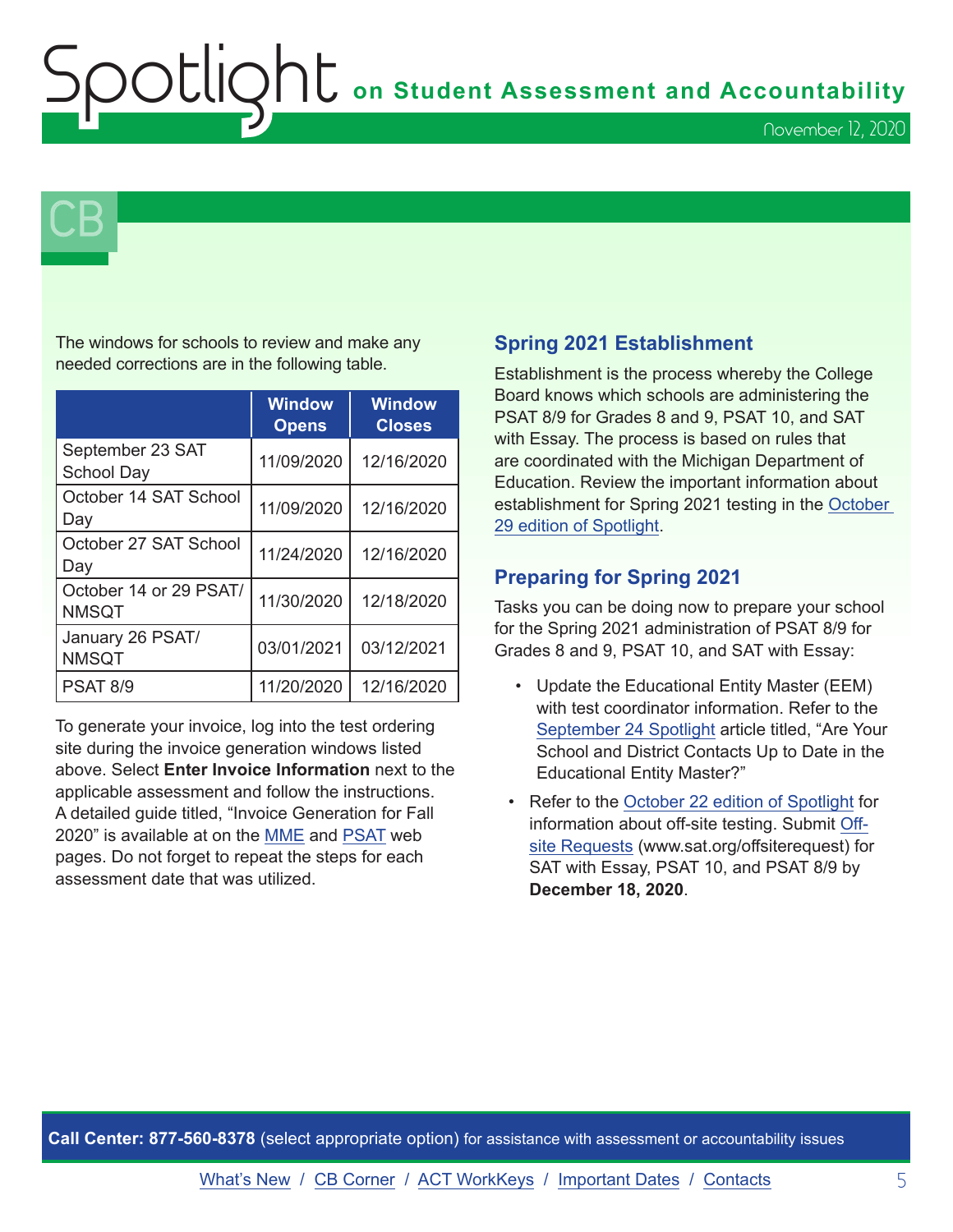The windows for schools to review and make any needed corrections are in the following table.

| | Window Opens | Window Closes |
|---|---|---|
| September 23 SAT School Day | 11/09/2020 | 12/16/2020 |
| October 14 SAT School Day | 11/09/2020 | 12/16/2020 |
| October 27 SAT School Day | 11/24/2020 | 12/16/2020 |
| October 14 or 29 PSAT/ NMSQT | 11/30/2020 | 12/18/2020 |
| January 26 PSAT/ NMSQT | 03/01/2021 | 03/12/2021 |
| PSAT 8/9 | 11/20/2020 | 12/16/2020 |

To generate your invoice, log into the test ordering site during the invoice generation windows listed above. Select **Enter Invoice Information** next to the applicable assessment and follow the instructions. A detailed guide titled, "Invoice Generation for Fall 2020" is available at on the MME and PSAT web pages. Do not forget to repeat the steps for each assessment date that was utilized.

## Spring 2021 Establishment

Establishment is the process whereby the College Board knows which schools are administering the PSAT 8/9 for Grades 8 and 9, PSAT 10, and SAT with Essay. The process is based on rules that are coordinated with the Michigan Department of Education. Review the important information about establishment for Spring 2021 testing in the October 29 edition of Spotlight.

## Preparing for Spring 2021

Tasks you can be doing now to prepare your school for the Spring 2021 administration of PSAT 8/9 for Grades 8 and 9, PSAT 10, and SAT with Essay:

- Update the Educational Entity Master (EEM) with test coordinator information. Refer to the September 24 Spotlight article titled, "Are Your School and District Contacts Up to Date in the Educational Entity Master?"
- Refer to the October 22 edition of Spotlight for information about off-site testing. Submit Off-site Requests (www.sat.org/offsiterequest) for SAT with Essay, PSAT 10, and PSAT 8/9 by **December 18, 2020**.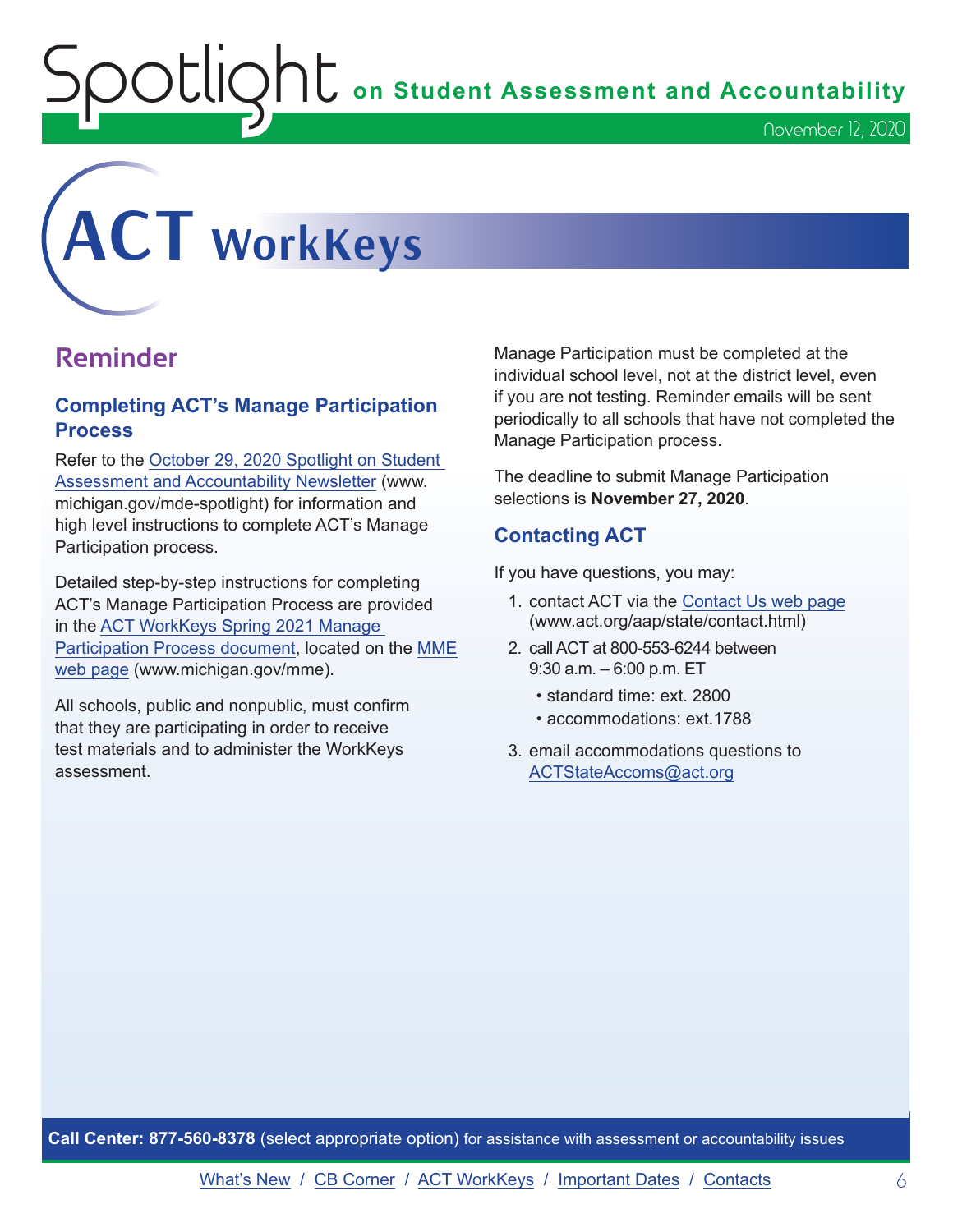# ACT WorkKeys

## Reminder

### Completing ACT's Manage Participation Process

Refer to the October 29, 2020 Spotlight on Student Assessment and Accountability Newsletter (www.michigan.gov/mde-spotlight) for information and high level instructions to complete ACT's Manage Participation process.

Detailed step-by-step instructions for completing ACT's Manage Participation Process are provided in the ACT WorkKeys Spring 2021 Manage Participation Process document, located on the MME web page (www.michigan.gov/mme).

All schools, public and nonpublic, must confirm that they are participating in order to receive test materials and to administer the WorkKeys assessment.

Manage Participation must be completed at the individual school level, not at the district level, even if you are not testing. Reminder emails will be sent periodically to all schools that have not completed the Manage Participation process.

The deadline to submit Manage Participation selections is **November 27, 2020**.

### Contacting ACT

If you have questions, you may:

1. contact ACT via the Contact Us web page (www.act.org/aap/state/contact.html)
2. call ACT at 800-553-6244 between 9:30 a.m. – 6:00 p.m. ET
   - standard time: ext. 2800
   - accommodations: ext.1788
3. email accommodations questions to ACTStateAccoms@act.org

**Call Center: 877-560-8378** (select appropriate option) for assistance with assessment or accountability issues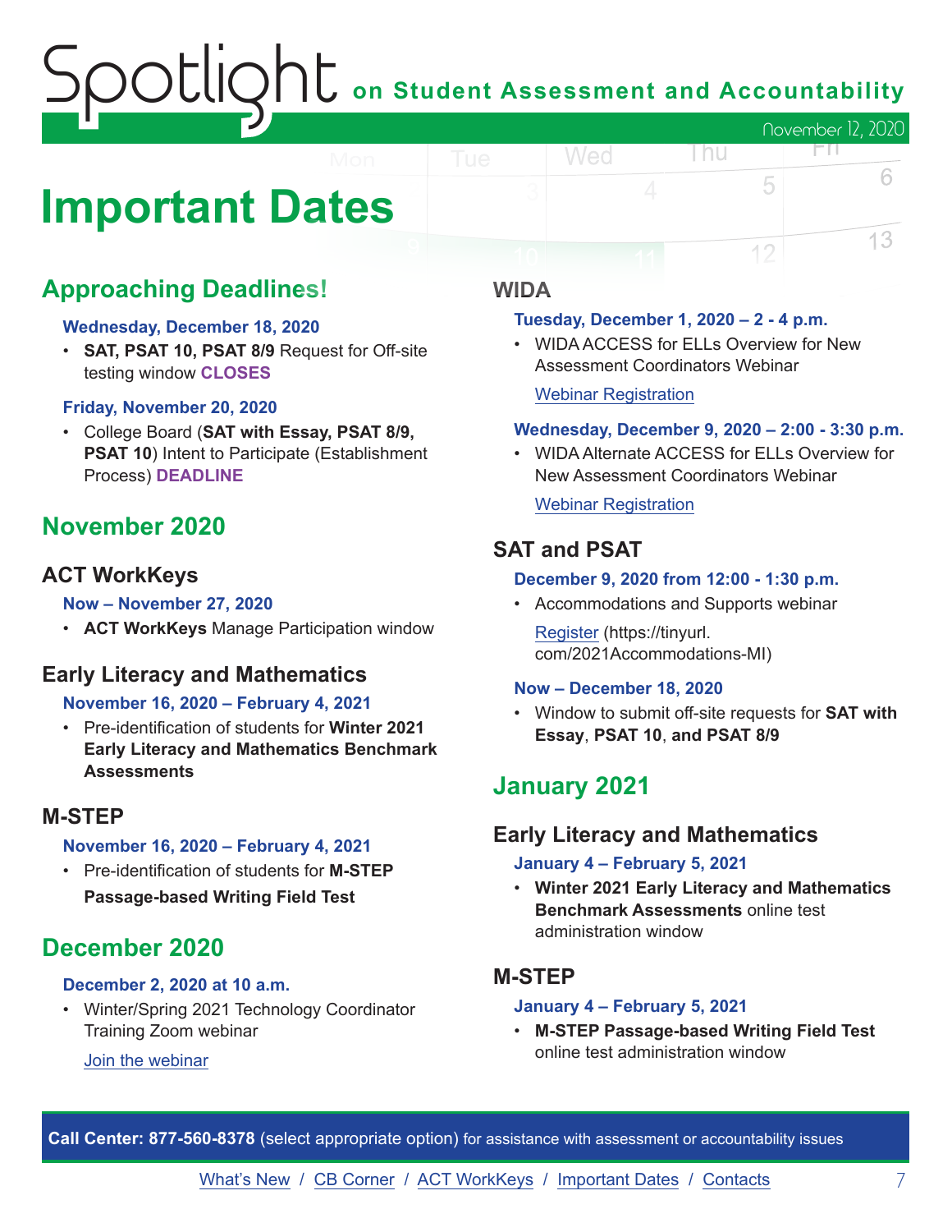# Important Dates

## Approaching Deadlines!

**Wednesday, December 18, 2020**

- **SAT, PSAT 10, PSAT 8/9** Request for Off-site testing window **CLOSES**

**Friday, November 20, 2020**

- College Board (**SAT with Essay, PSAT 8/9, PSAT 10**) Intent to Participate (Establishment Process) **DEADLINE**

## November 2020

### ACT WorkKeys

**Now – November 27, 2020**

- **ACT WorkKeys** Manage Participation window

### Early Literacy and Mathematics

**November 16, 2020 – February 4, 2021**

- Pre-identification of students for **Winter 2021 Early Literacy and Mathematics Benchmark Assessments**

### M-STEP

**November 16, 2020 – February 4, 2021**

- Pre-identification of students for **M-STEP Passage-based Writing Field Test**

## December 2020

**December 2, 2020 at 10 a.m.**

- Winter/Spring 2021 Technology Coordinator Training Zoom webinar

  Join the webinar

### WIDA

**Tuesday, December 1, 2020 – 2 - 4 p.m.**

- WIDA ACCESS for ELLs Overview for New Assessment Coordinators Webinar

  Webinar Registration

**Wednesday, December 9, 2020 – 2:00 - 3:30 p.m.**

- WIDA Alternate ACCESS for ELLs Overview for New Assessment Coordinators Webinar

  Webinar Registration

### SAT and PSAT

**December 9, 2020 from 12:00 - 1:30 p.m.**

- Accommodations and Supports webinar

  Register (https://tinyurl.com/2021Accommodations-MI)

**Now – December 18, 2020**

- Window to submit off-site requests for **SAT with Essay**, **PSAT 10**, **and PSAT 8/9**

## January 2021

### Early Literacy and Mathematics

**January 4 – February 5, 2021**

- **Winter 2021 Early Literacy and Mathematics Benchmark Assessments** online test administration window

### M-STEP

**January 4 – February 5, 2021**

- **M-STEP Passage-based Writing Field Test** online test administration window

**Call Center: 877-560-8378** (select appropriate option) for assistance with assessment or accountability issues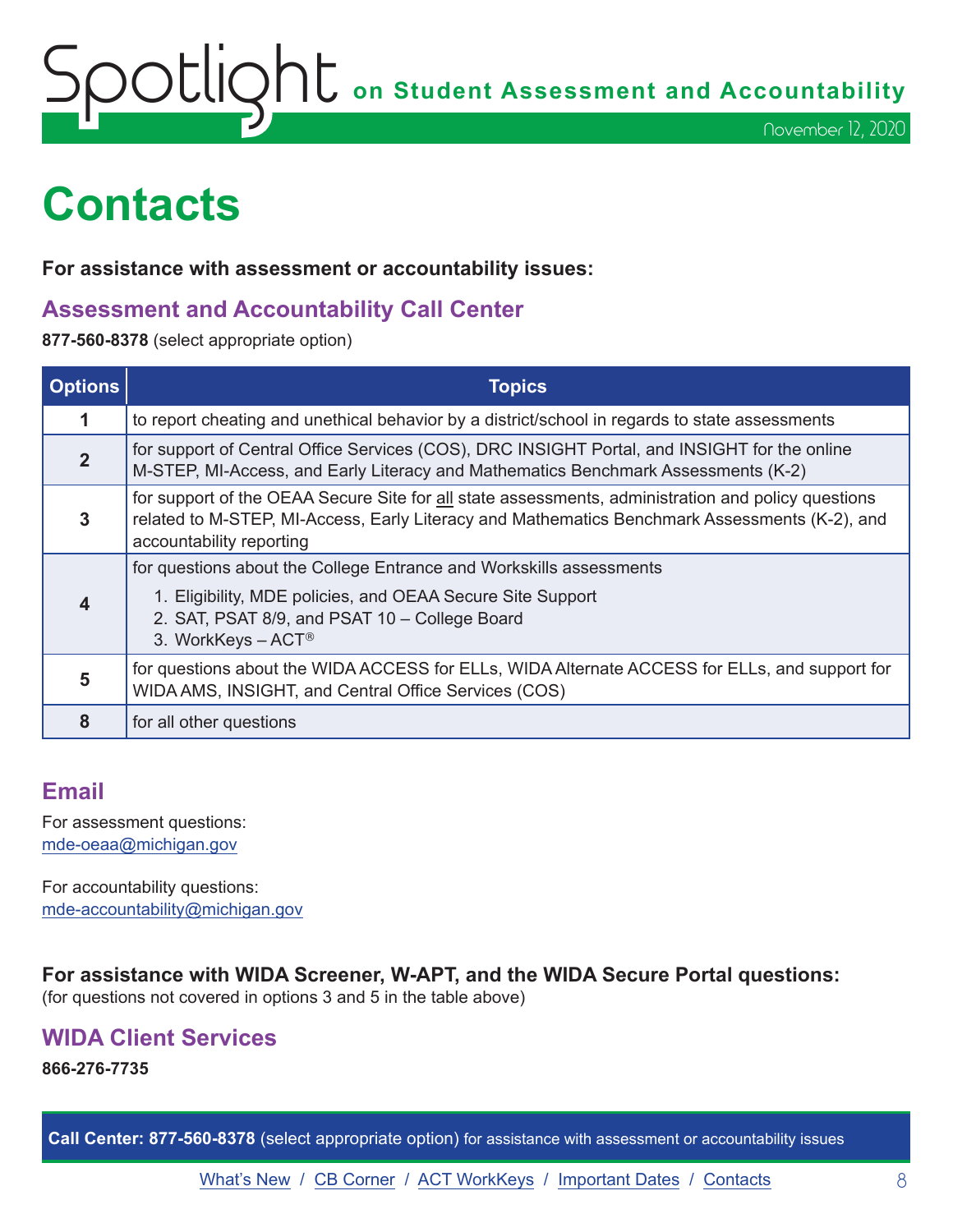# Contacts

**For assistance with assessment or accountability issues:**

### Assessment and Accountability Call Center

**877-560-8378** (select appropriate option)

| Options | Topics |
|---|---|
| **1** | to report cheating and unethical behavior by a district/school in regards to state assessments |
| **2** | for support of Central Office Services (COS), DRC INSIGHT Portal, and INSIGHT for the online M-STEP, MI-Access, and Early Literacy and Mathematics Benchmark Assessments (K-2) |
| **3** | for support of the OEAA Secure Site for all state assessments, administration and policy questions related to M-STEP, MI-Access, Early Literacy and Mathematics Benchmark Assessments (K-2), and accountability reporting |
| **4** | for questions about the College Entrance and Workskills assessments<br>1. Eligibility, MDE policies, and OEAA Secure Site Support<br>2. SAT, PSAT 8/9, and PSAT 10 – College Board<br>3. WorkKeys – ACT® |
| **5** | for questions about the WIDA ACCESS for ELLs, WIDA Alternate ACCESS for ELLs, and support for WIDA AMS, INSIGHT, and Central Office Services (COS) |
| **8** | for all other questions |

### Email

For assessment questions:
mde-oeaa@michigan.gov

For accountability questions:
mde-accountability@michigan.gov

**For assistance with WIDA Screener, W-APT, and the WIDA Secure Portal questions:**
(for questions not covered in options 3 and 5 in the table above)

### WIDA Client Services

**866-276-7735**

**Call Center: 877-560-8378** (select appropriate option) for assistance with assessment or accountability issues